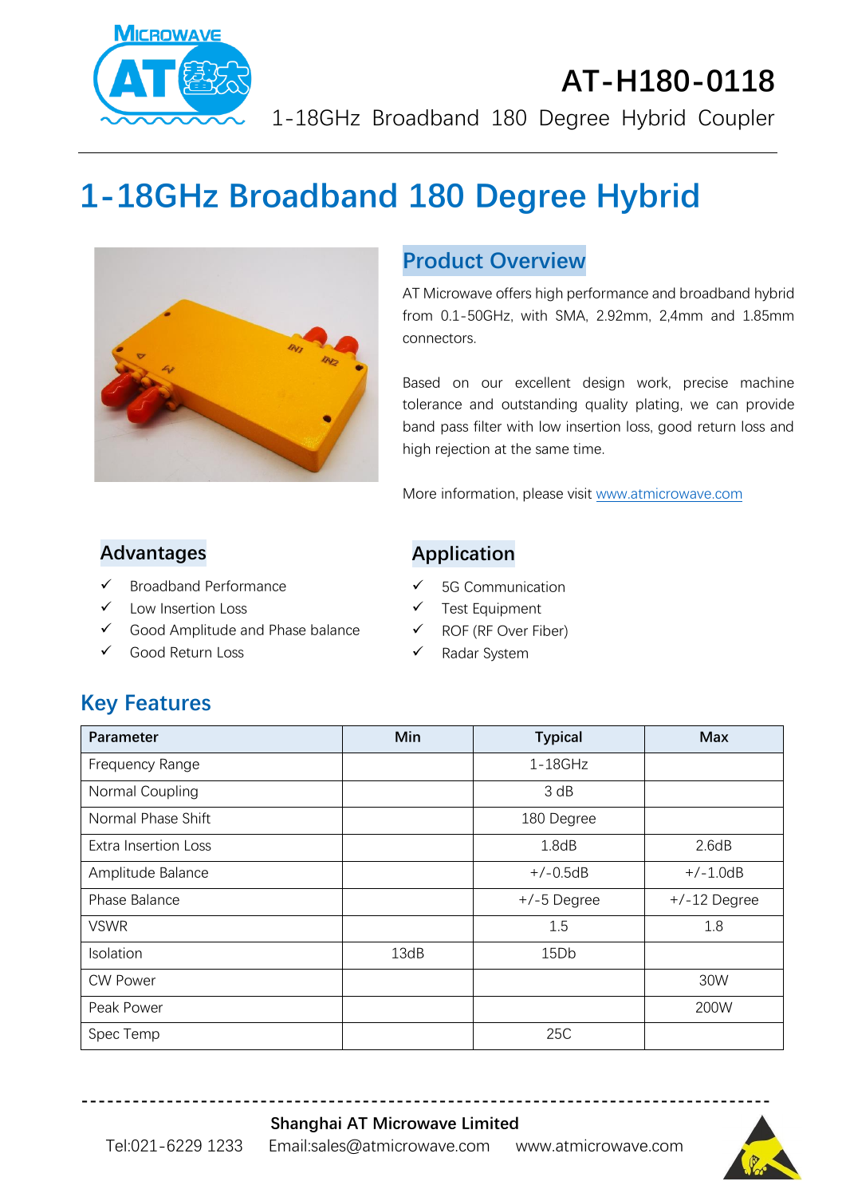# AT-H180-0118

1-18GHz Broadband 180 Degree Hybrid Coupler

# 1-18GHz Broadband 180 Degree Hybrid

## Product Overview

AT Microwave offers high performance and broadband hybrid from 0.1-50GHz, with SMA, 2.92mm, 2,4mm and 1.85mm connectors.

Based on our excellent design work, precise machine tolerance and outstanding quality plating, we can provide band pass filter with low insertion loss, good return loss and high rejection at the same time.

More information, please visit www.atmicrowave.com

## Advantages

- ✓ Broadband Performance
- ✓ Low Insertion Loss
- ✓ Good Amplitude and Phase balance
- ✓ Good Return Loss

## Application

- ✓ 5G Communication
- ✓ Test Equipment
- ✓ ROF (RF Over Fiber)
- ✓ Radar System

## Key Features

| Parameter | Min | Typical | Max |
|---|---|---|---|
| Frequency Range | | 1-18GHz | |
| Normal Coupling | | 3 dB | |
| Normal Phase Shift | | 180 Degree | |
| Extra Insertion Loss | | 1.8dB | 2.6dB |
| Amplitude Balance | | +/-0.5dB | +/-1.0dB |
| Phase Balance | | +/-5 Degree | +/-12 Degree |
| VSWR | | 1.5 | 1.8 |
| Isolation | 13dB | 15Db | |
| CW Power | | | 30W |
| Peak Power | | | 200W |
| Spec Temp | | 25C | |

**Shanghai AT Microwave Limited**

Tel:021-6229 1233 Email:sales@atmicrowave.com www.atmicrowave.com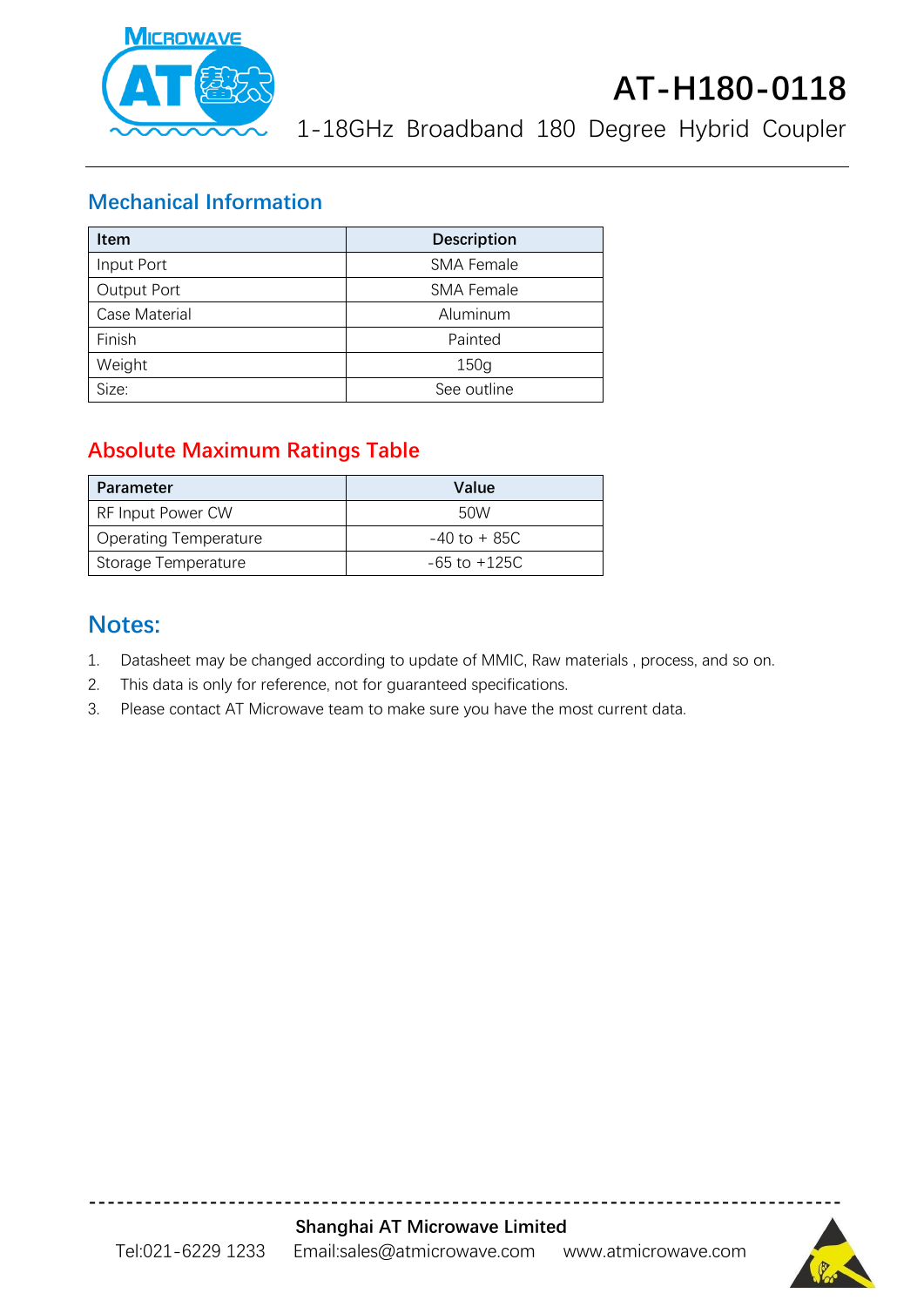# AT-H180-0118

1-18GHz Broadband 180 Degree Hybrid Coupler

## Mechanical Information

| Item | Description |
|---|---|
| Input Port | SMA Female |
| Output Port | SMA Female |
| Case Material | Aluminum |
| Finish | Painted |
| Weight | 150g |
| Size: | See outline |

## Absolute Maximum Ratings Table

| Parameter | Value |
|---|---|
| RF Input Power CW | 50W |
| Operating Temperature | -40 to + 85C |
| Storage Temperature | -65 to +125C |

## Notes:

1. Datasheet may be changed according to update of MMIC, Raw materials , process, and so on.
2. This data is only for reference, not for guaranteed specifications.
3. Please contact AT Microwave team to make sure you have the most current data.

**Shanghai AT Microwave Limited**

Tel:021-6229 1233 Email:sales@atmicrowave.com www.atmicrowave.com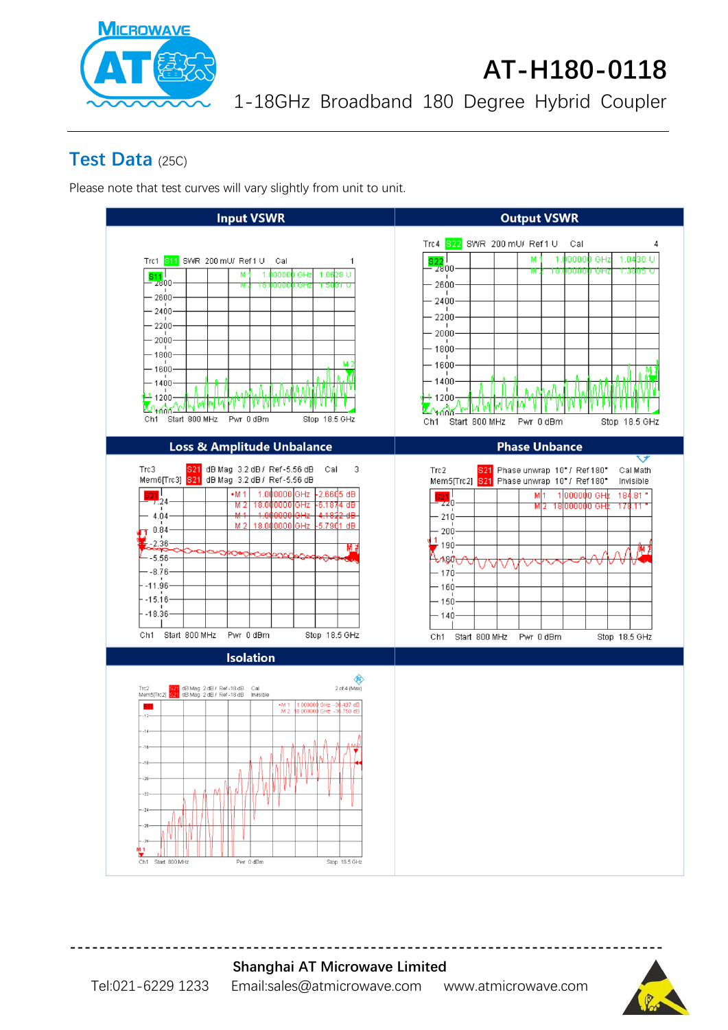# AT-H180-0118

1-18GHz Broadband 180 Degree Hybrid Coupler

## Test Data (25C)

Please note that test curves will vary slightly from unit to unit.

| Input VSWR | Output VSWR |
|---|---|
| Trc1 S11 SWR 200 mU/ Ref 1 U Cal; M1 1.000000 GHz 1.0628 U; M2 18.000000 GHz 1.5001 U; Ch1 Start 800 MHz Pwr 0 dBm Stop 18.5 GHz | Trc4 S22 SWR 200 mU/ Ref 1 U Cal; M1 1.000000 GHz 1.0430 U; M2 18.000000 GHz 1.3605 U; Ch1 Start 800 MHz Pwr 0 dBm Stop 18.5 GHz |

| Loss & Amplitude Unbalance | Phase Unbance |
|---|---|
| Trc3 S21 dB Mag 3.2 dB/ Ref -5.56 dB Cal; Mem6[Trc3] S21 dB Mag 3.2 dB/ Ref -5.56 dB; M1 1.000000 GHz -2.6605 dB; M2 18.000000 GHz -6.1874 dB; M1 1.000000 GHz -4.1822 dB; M2 18.000000 GHz -5.7901 dB; Ch1 Start 800 MHz Pwr 0 dBm Stop 18.5 GHz | Trc2 S21 Phase unwrap 10°/ Ref 180° Cal Math; Mem5[Trc2] S21 Phase unwrap 10°/ Ref 180° Invisible; M1 1.000000 GHz 184.81 °; M2 18.000000 GHz 178.11 °; Ch1 Start 800 MHz Pwr 0 dBm Stop 18.5 GHz |

| Isolation | |
|---|---|
| Trc2 S21 dB Mag 2 dB/ Ref -18 dB Cal; Mem5[Trc2] S21 dB Mag 2 dB/ Ref -18 dB Invisible; M1 1.000000 GHz -36.437 dB; M2 18.000000 GHz -16.750 dB; Ch1 Start 800 MHz Pwr 0 dBm Stop 18.5 GHz | |

**Shanghai AT Microwave Limited**

Tel:021-6229 1233 Email:sales@atmicrowave.com www.atmicrowave.com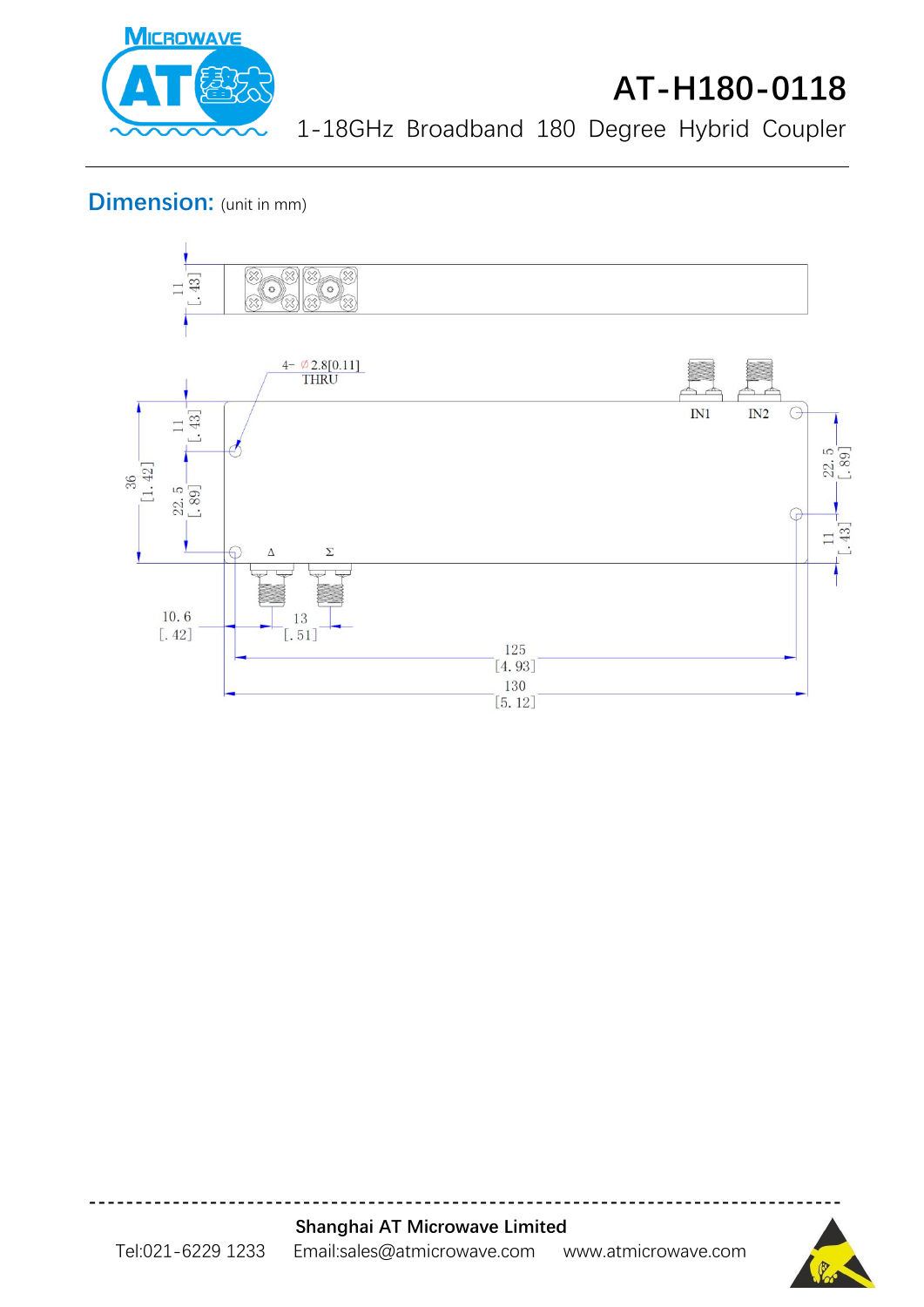# AT-H180-0118

1-18GHz Broadband 180 Degree Hybrid Coupler

## Dimension: (unit in mm)

11
[.43]

4- ⌀2.8[0.11]
THRU

IN1
IN2

36
[1.42]

11
[.43]

22.5
[.89]

22.5
[.89]

11
[.43]

Δ
Σ

10.6
[.42]

13
[.51]

125
[4.93]

130
[5.12]

**Shanghai AT Microwave Limited**

Tel:021-6229 1233 Email:sales@atmicrowave.com www.atmicrowave.com